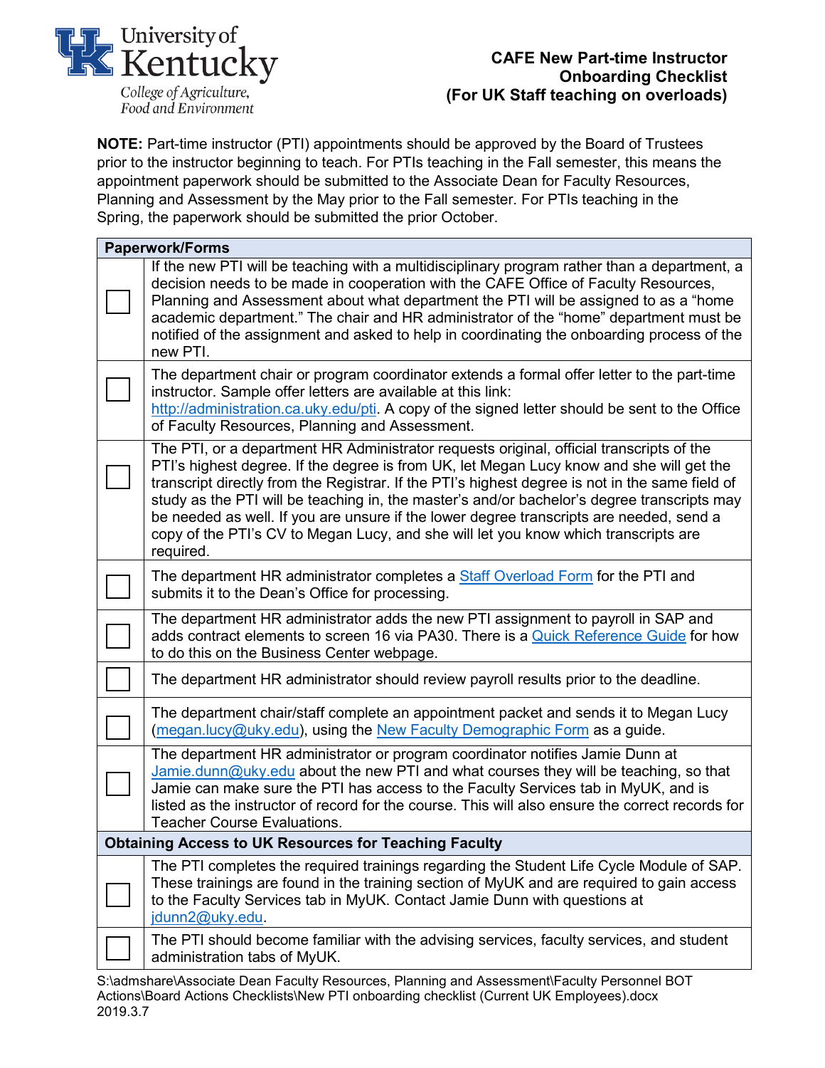University of Kentucky
College of Agriculture, Food and Environment

# CAFE New Part-time Instructor Onboarding Checklist (For UK Staff teaching on overloads)

**NOTE:** Part-time instructor (PTI) appointments should be approved by the Board of Trustees prior to the instructor beginning to teach. For PTIs teaching in the Fall semester, this means the appointment paperwork should be submitted to the Associate Dean for Faculty Resources, Planning and Assessment by the May prior to the Fall semester. For PTIs teaching in the Spring, the paperwork should be submitted the prior October.

| **Paperwork/Forms** | |
|---|---|
| ☐ | If the new PTI will be teaching with a multidisciplinary program rather than a department, a decision needs to be made in cooperation with the CAFE Office of Faculty Resources, Planning and Assessment about what department the PTI will be assigned to as a "home academic department." The chair and HR administrator of the "home" department must be notified of the assignment and asked to help in coordinating the onboarding process of the new PTI. |
| ☐ | The department chair or program coordinator extends a formal offer letter to the part-time instructor. Sample offer letters are available at this link: http://administration.ca.uky.edu/pti. A copy of the signed letter should be sent to the Office of Faculty Resources, Planning and Assessment. |
| ☐ | The PTI, or a department HR Administrator requests original, official transcripts of the PTI's highest degree. If the degree is from UK, let Megan Lucy know and she will get the transcript directly from the Registrar. If the PTI's highest degree is not in the same field of study as the PTI will be teaching in, the master's and/or bachelor's degree transcripts may be needed as well. If you are unsure if the lower degree transcripts are needed, send a copy of the PTI's CV to Megan Lucy, and she will let you know which transcripts are required. |
| ☐ | The department HR administrator completes a Staff Overload Form for the PTI and submits it to the Dean's Office for processing. |
| ☐ | The department HR administrator adds the new PTI assignment to payroll in SAP and adds contract elements to screen 16 via PA30. There is a Quick Reference Guide for how to do this on the Business Center webpage. |
| ☐ | The department HR administrator should review payroll results prior to the deadline. |
| ☐ | The department chair/staff complete an appointment packet and sends it to Megan Lucy (megan.lucy@uky.edu), using the New Faculty Demographic Form as a guide. |
| ☐ | The department HR administrator or program coordinator notifies Jamie Dunn at Jamie.dunn@uky.edu about the new PTI and what courses they will be teaching, so that Jamie can make sure the PTI has access to the Faculty Services tab in MyUK, and is listed as the instructor of record for the course. This will also ensure the correct records for Teacher Course Evaluations. |
| **Obtaining Access to UK Resources for Teaching Faculty** | |
| ☐ | The PTI completes the required trainings regarding the Student Life Cycle Module of SAP. These trainings are found in the training section of MyUK and are required to gain access to the Faculty Services tab in MyUK. Contact Jamie Dunn with questions at jdunn2@uky.edu. |
| ☐ | The PTI should become familiar with the advising services, faculty services, and student administration tabs of MyUK. |

S:\admshare\Associate Dean Faculty Resources, Planning and Assessment\Faculty Personnel BOT Actions\Board Actions Checklists\New PTI onboarding checklist (Current UK Employees).docx
2019.3.7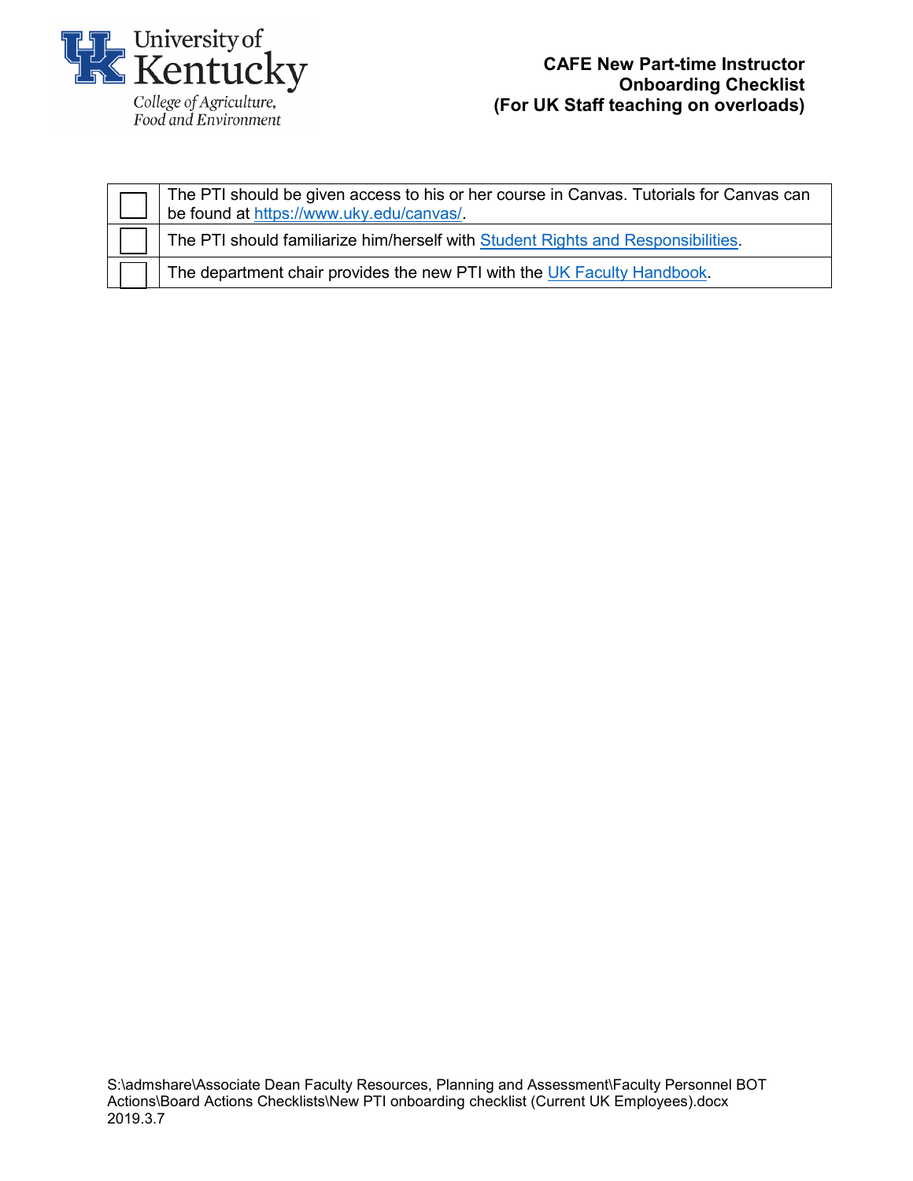University of Kentucky
College of Agriculture, Food and Environment

**CAFE New Part-time Instructor Onboarding Checklist (For UK Staff teaching on overloads)**

| | |
|---|---|
| ☐ | The PTI should be given access to his or her course in Canvas. Tutorials for Canvas can be found at https://www.uky.edu/canvas/. |
| ☐ | The PTI should familiarize him/herself with Student Rights and Responsibilities. |
| ☐ | The department chair provides the new PTI with the UK Faculty Handbook. |

S:\admshare\Associate Dean Faculty Resources, Planning and Assessment\Faculty Personnel BOT Actions\Board Actions Checklists\New PTI onboarding checklist (Current UK Employees).docx
2019.3.7